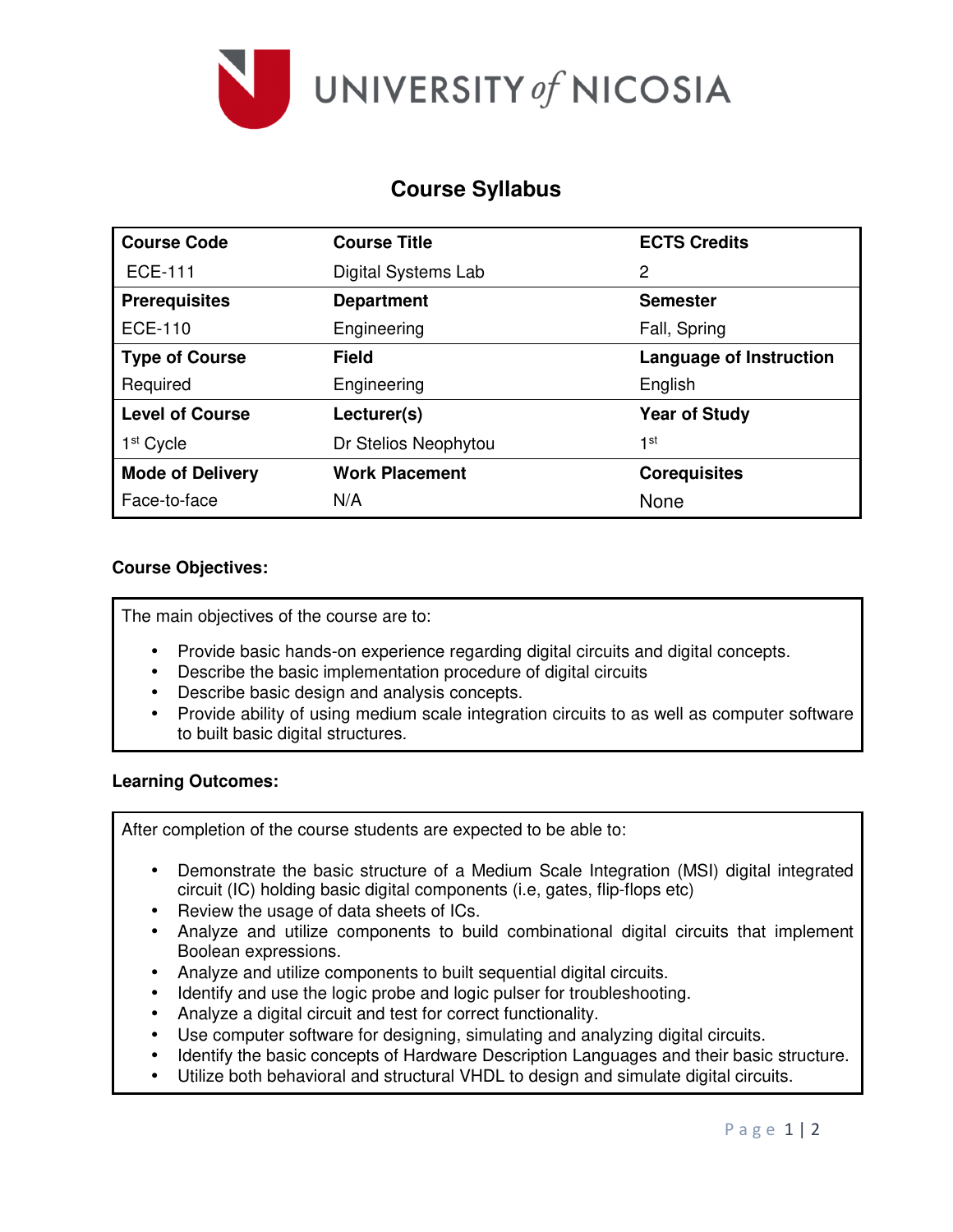# UNIVERSITY of NICOSIA

## Course Syllabus

| Course Code | Course Title | ECTS Credits |
| --- | --- | --- |
| ECE-111 | Digital Systems Lab | 2 |
| **Prerequisites** | **Department** | **Semester** |
| ECE-110 | Engineering | Fall, Spring |
| **Type of Course** | **Field** | **Language of Instruction** |
| Required | Engineering | English |
| **Level of Course** | **Lecturer(s)** | **Year of Study** |
| 1st Cycle | Dr Stelios Neophytou | 1st |
| **Mode of Delivery** | **Work Placement** | **Corequisites** |
| Face-to-face | N/A | None |

**Course Objectives:**

The main objectives of the course are to:

- Provide basic hands-on experience regarding digital circuits and digital concepts.
- Describe the basic implementation procedure of digital circuits
- Describe basic design and analysis concepts.
- Provide ability of using medium scale integration circuits to as well as computer software to built basic digital structures.

**Learning Outcomes:**

After completion of the course students are expected to be able to:

- Demonstrate the basic structure of a Medium Scale Integration (MSI) digital integrated circuit (IC) holding basic digital components (i.e, gates, flip-flops etc)
- Review the usage of data sheets of ICs.
- Analyze and utilize components to build combinational digital circuits that implement Boolean expressions.
- Analyze and utilize components to built sequential digital circuits.
- Identify and use the logic probe and logic pulser for troubleshooting.
- Analyze a digital circuit and test for correct functionality.
- Use computer software for designing, simulating and analyzing digital circuits.
- Identify the basic concepts of Hardware Description Languages and their basic structure.
- Utilize both behavioral and structural VHDL to design and simulate digital circuits.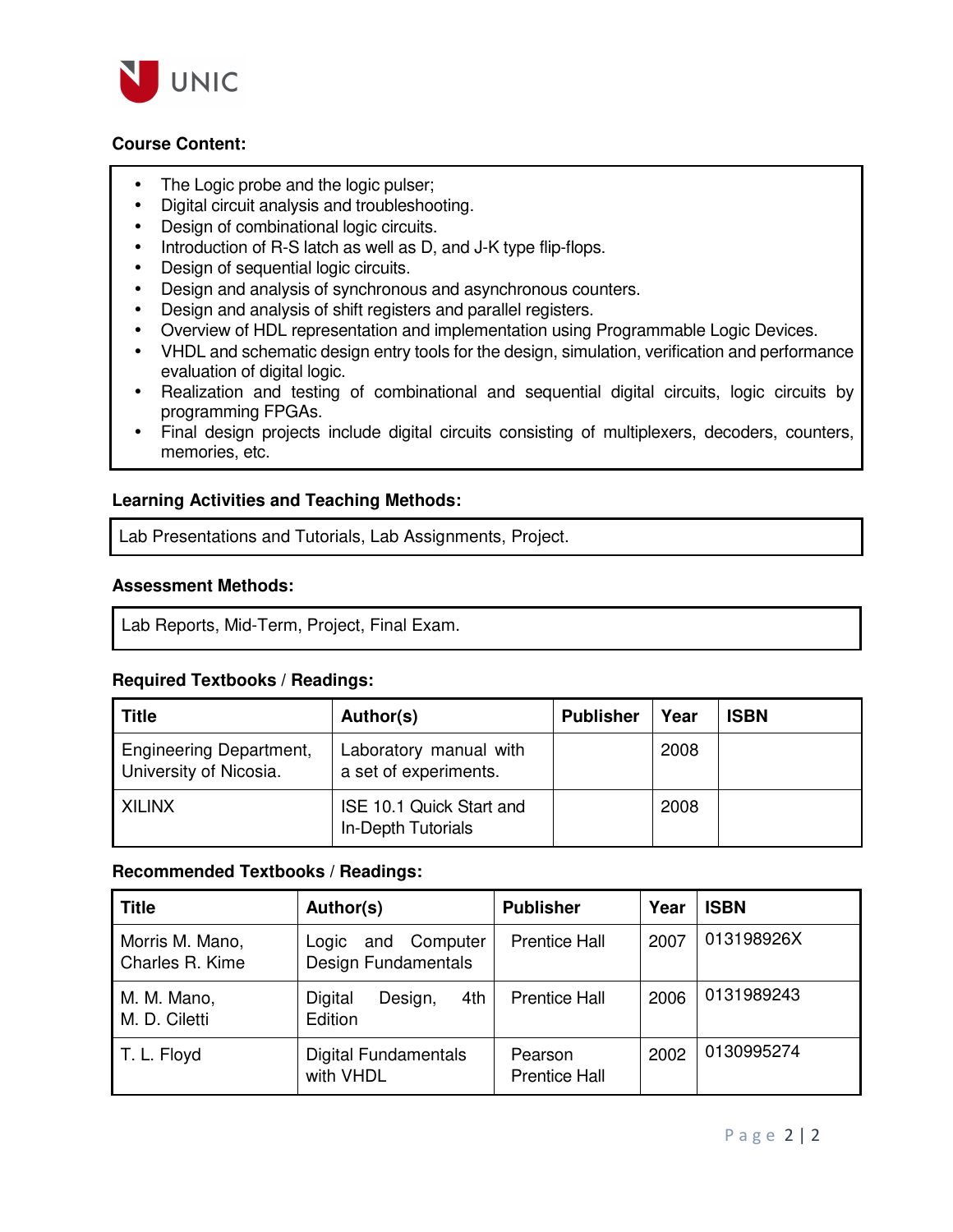**Course Content:**

- The Logic probe and the logic pulser;
- Digital circuit analysis and troubleshooting.
- Design of combinational logic circuits.
- Introduction of R-S latch as well as D, and J-K type flip-flops.
- Design of sequential logic circuits.
- Design and analysis of synchronous and asynchronous counters.
- Design and analysis of shift registers and parallel registers.
- Overview of HDL representation and implementation using Programmable Logic Devices.
- VHDL and schematic design entry tools for the design, simulation, verification and performance evaluation of digital logic.
- Realization and testing of combinational and sequential digital circuits, logic circuits by programming FPGAs.
- Final design projects include digital circuits consisting of multiplexers, decoders, counters, memories, etc.

**Learning Activities and Teaching Methods:**

Lab Presentations and Tutorials, Lab Assignments, Project.

**Assessment Methods:**

Lab Reports, Mid-Term, Project, Final Exam.

**Required Textbooks / Readings:**

| Title | Author(s) | Publisher | Year | ISBN |
|---|---|---|---|---|
| Engineering Department, University of Nicosia. | Laboratory manual with a set of experiments. | | 2008 | |
| XILINX | ISE 10.1 Quick Start and In-Depth Tutorials | | 2008 | |

**Recommended Textbooks / Readings:**

| Title | Author(s) | Publisher | Year | ISBN |
|---|---|---|---|---|
| Morris M. Mano, Charles R. Kime | Logic and Computer Design Fundamentals | Prentice Hall | 2007 | 013198926X |
| M. M. Mano, M. D. Ciletti | Digital Design, 4th Edition | Prentice Hall | 2006 | 0131989243 |
| T. L. Floyd | Digital Fundamentals with VHDL | Pearson Prentice Hall | 2002 | 0130995274 |